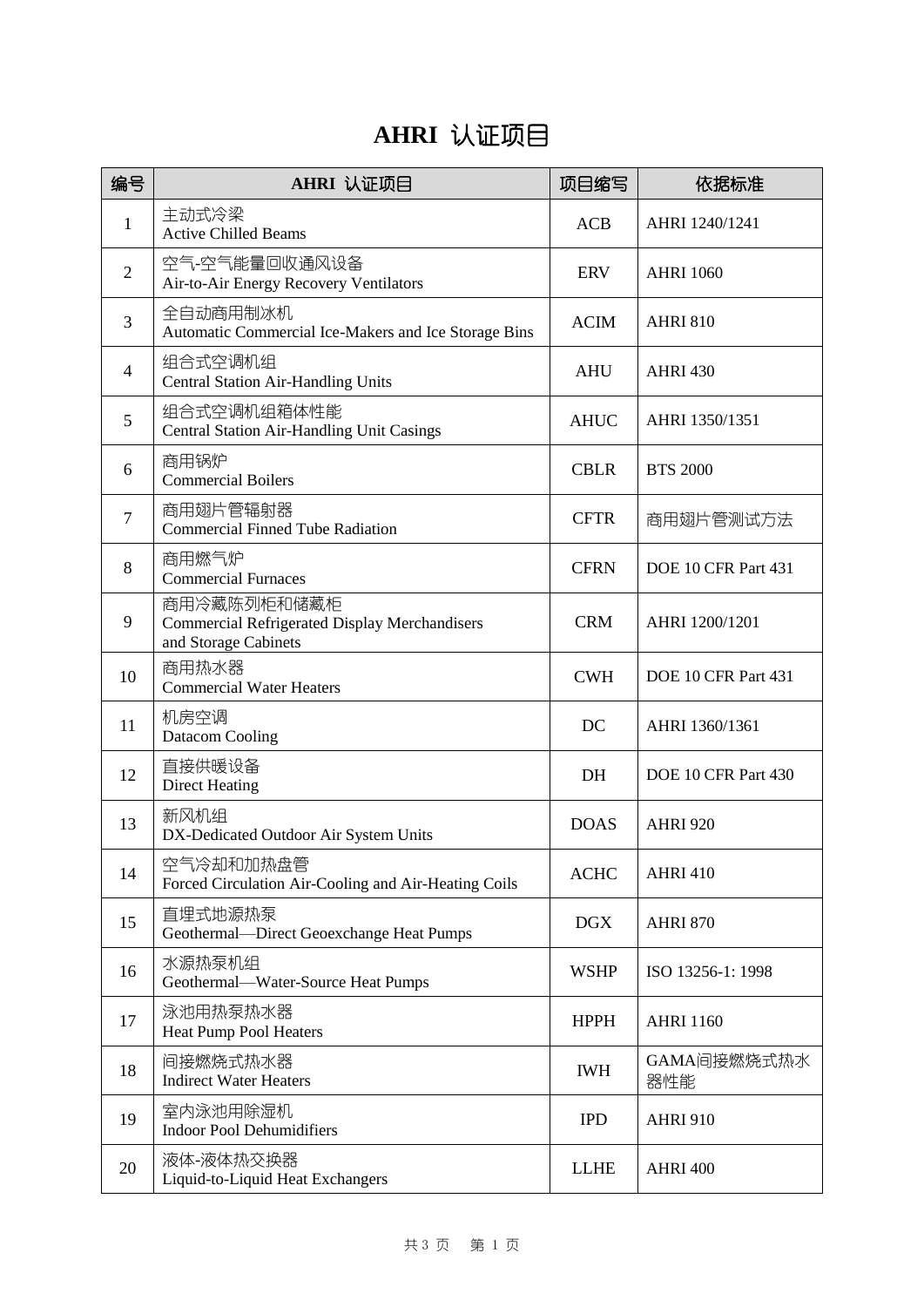# AHRI 认证项目

| 编号 | AHRI 认证项目 | 项目缩写 | 依据标准 |
|---|---|---|---|
| 1 | 主动式冷梁<br>Active Chilled Beams | ACB | AHRI 1240/1241 |
| 2 | 空气-空气能量回收通风设备<br>Air-to-Air Energy Recovery Ventilators | ERV | AHRI 1060 |
| 3 | 全自动商用制冰机<br>Automatic Commercial Ice-Makers and Ice Storage Bins | ACIM | AHRI 810 |
| 4 | 组合式空调机组<br>Central Station Air-Handling Units | AHU | AHRI 430 |
| 5 | 组合式空调机组箱体性能<br>Central Station Air-Handling Unit Casings | AHUC | AHRI 1350/1351 |
| 6 | 商用锅炉<br>Commercial Boilers | CBLR | BTS 2000 |
| 7 | 商用翅片管辐射器<br>Commercial Finned Tube Radiation | CFTR | 商用翅片管测试方法 |
| 8 | 商用燃气炉<br>Commercial Furnaces | CFRN | DOE 10 CFR Part 431 |
| 9 | 商用冷藏陈列柜和储藏柜<br>Commercial Refrigerated Display Merchandisers and Storage Cabinets | CRM | AHRI 1200/1201 |
| 10 | 商用热水器<br>Commercial Water Heaters | CWH | DOE 10 CFR Part 431 |
| 11 | 机房空调<br>Datacom Cooling | DC | AHRI 1360/1361 |
| 12 | 直接供暖设备<br>Direct Heating | DH | DOE 10 CFR Part 430 |
| 13 | 新风机组<br>DX-Dedicated Outdoor Air System Units | DOAS | AHRI 920 |
| 14 | 空气冷却和加热盘管<br>Forced Circulation Air-Cooling and Air-Heating Coils | ACHC | AHRI 410 |
| 15 | 直埋式地源热泵<br>Geothermal—Direct Geoexchange Heat Pumps | DGX | AHRI 870 |
| 16 | 水源热泵机组<br>Geothermal—Water-Source Heat Pumps | WSHP | ISO 13256-1: 1998 |
| 17 | 泳池用热泵热水器<br>Heat Pump Pool Heaters | HPPH | AHRI 1160 |
| 18 | 间接燃烧式热水器<br>Indirect Water Heaters | IWH | GAMA间接燃烧式热水器性能 |
| 19 | 室内泳池用除湿机<br>Indoor Pool Dehumidifiers | IPD | AHRI 910 |
| 20 | 液体-液体热交换器<br>Liquid-to-Liquid Heat Exchangers | LLHE | AHRI 400 |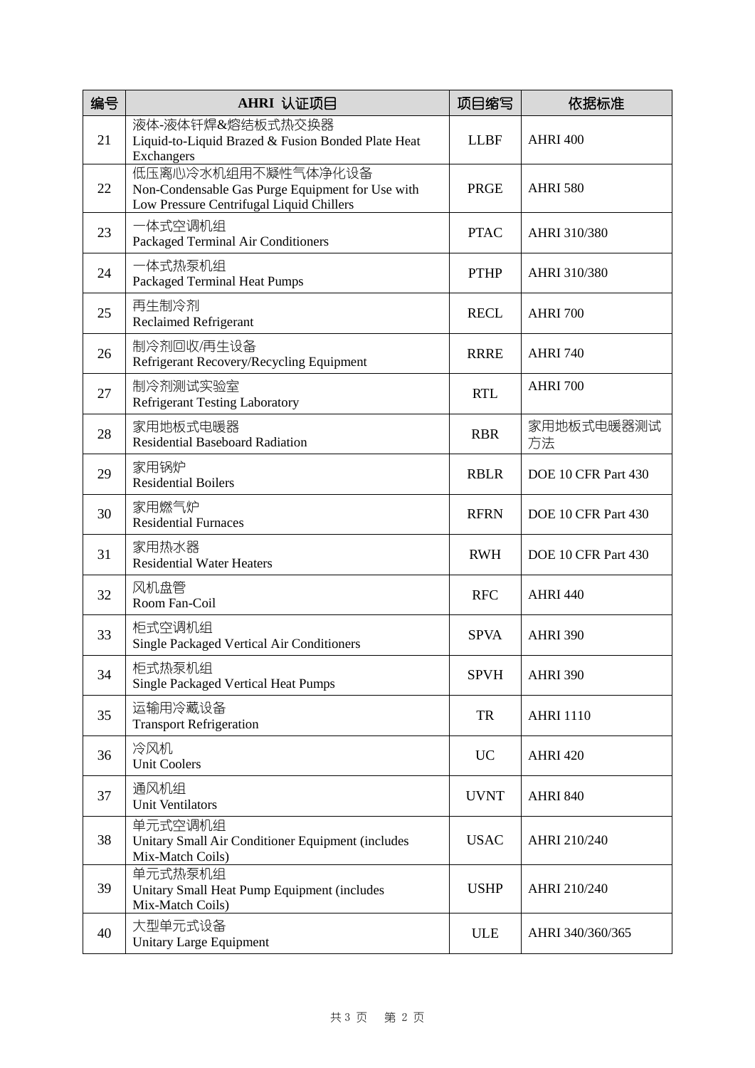| 编号 | AHRI 认证项目 | 项目缩写 | 依据标准 |
|---|---|---|---|
| 21 | 液体-液体钎焊&熔结板式热交换器<br>Liquid-to-Liquid Brazed & Fusion Bonded Plate Heat Exchangers | LLBF | AHRI 400 |
| 22 | 低压离心冷水机组用不凝性气体净化设备<br>Non-Condensable Gas Purge Equipment for Use with Low Pressure Centrifugal Liquid Chillers | PRGE | AHRI 580 |
| 23 | 一体式空调机组<br>Packaged Terminal Air Conditioners | PTAC | AHRI 310/380 |
| 24 | 一体式热泵机组<br>Packaged Terminal Heat Pumps | PTHP | AHRI 310/380 |
| 25 | 再生制冷剂<br>Reclaimed Refrigerant | RECL | AHRI 700 |
| 26 | 制冷剂回收/再生设备<br>Refrigerant Recovery/Recycling Equipment | RRRE | AHRI 740 |
| 27 | 制冷剂测试实验室<br>Refrigerant Testing Laboratory | RTL | AHRI 700 |
| 28 | 家用地板式电暖器<br>Residential Baseboard Radiation | RBR | 家用地板式电暖器测试方法 |
| 29 | 家用锅炉<br>Residential Boilers | RBLR | DOE 10 CFR Part 430 |
| 30 | 家用燃气炉<br>Residential Furnaces | RFRN | DOE 10 CFR Part 430 |
| 31 | 家用热水器<br>Residential Water Heaters | RWH | DOE 10 CFR Part 430 |
| 32 | 风机盘管<br>Room Fan-Coil | RFC | AHRI 440 |
| 33 | 柜式空调机组<br>Single Packaged Vertical Air Conditioners | SPVA | AHRI 390 |
| 34 | 柜式热泵机组<br>Single Packaged Vertical Heat Pumps | SPVH | AHRI 390 |
| 35 | 运输用冷藏设备<br>Transport Refrigeration | TR | AHRI 1110 |
| 36 | 冷风机<br>Unit Coolers | UC | AHRI 420 |
| 37 | 通风机组<br>Unit Ventilators | UVNT | AHRI 840 |
| 38 | 单元式空调机组<br>Unitary Small Air Conditioner Equipment (includes Mix-Match Coils) | USAC | AHRI 210/240 |
| 39 | 单元式热泵机组<br>Unitary Small Heat Pump Equipment (includes Mix-Match Coils) | USHP | AHRI 210/240 |
| 40 | 大型单元式设备<br>Unitary Large Equipment | ULE | AHRI 340/360/365 |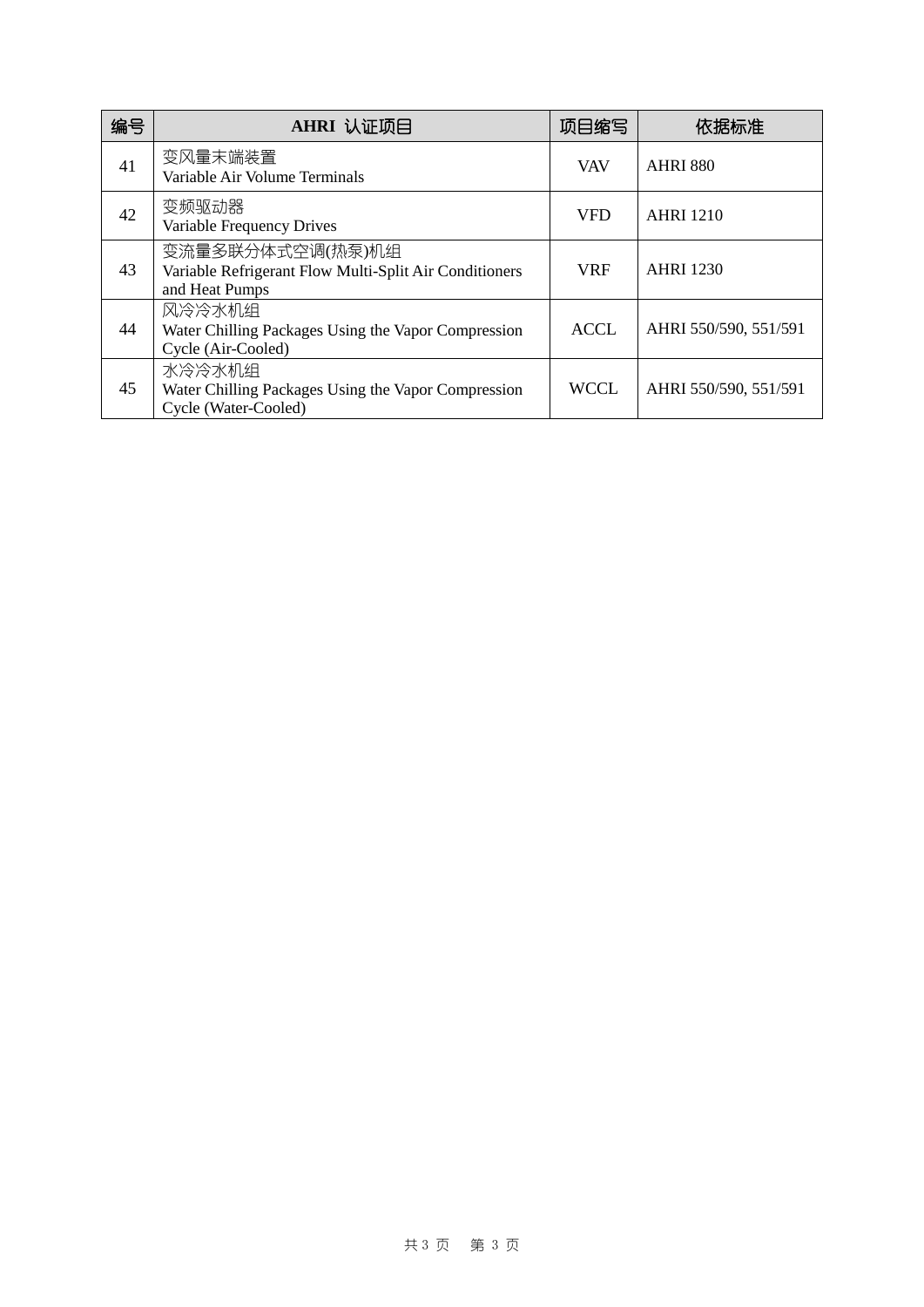| 编号 | AHRI 认证项目 | 项目缩写 | 依据标准 |
| --- | --- | --- | --- |
| 41 | 变风量末端装置<br>Variable Air Volume Terminals | VAV | AHRI 880 |
| 42 | 变频驱动器<br>Variable Frequency Drives | VFD | AHRI 1210 |
| 43 | 变流量多联分体式空调(热泵)机组<br>Variable Refrigerant Flow Multi-Split Air Conditioners and Heat Pumps | VRF | AHRI 1230 |
| 44 | 风冷冷水机组<br>Water Chilling Packages Using the Vapor Compression Cycle (Air-Cooled) | ACCL | AHRI 550/590, 551/591 |
| 45 | 水冷冷水机组<br>Water Chilling Packages Using the Vapor Compression Cycle (Water-Cooled) | WCCL | AHRI 550/590, 551/591 |